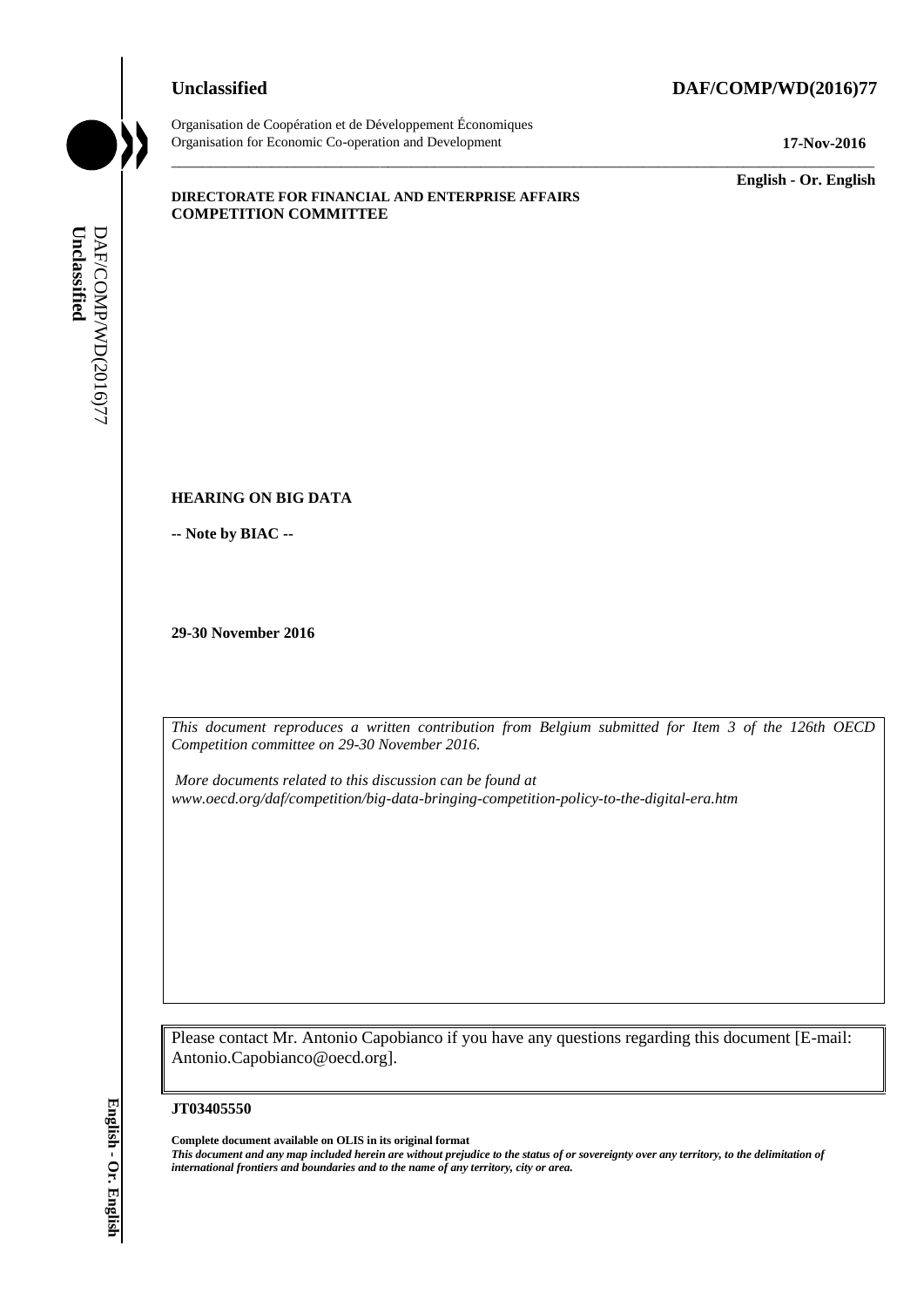**Unclassified** **DAF/COMP/WD(2016)77**

Organisation de Coopération et de Développement Économiques
Organisation for Economic Co-operation and Development **17-Nov-2016**

**English - Or. English**

**DIRECTORATE FOR FINANCIAL AND ENTERPRISE AFFAIRS**
**COMPETITION COMMITTEE**

**HEARING ON BIG DATA**

**-- Note by BIAC --**

**29-30 November 2016**

*This document reproduces a written contribution from Belgium submitted for Item 3 of the 126th OECD Competition committee on 29-30 November 2016.*

*More documents related to this discussion can be found at www.oecd.org/daf/competition/big-data-bringing-competition-policy-to-the-digital-era.htm*

Please contact Mr. Antonio Capobianco if you have any questions regarding this document [E-mail: Antonio.Capobianco@oecd.org].

**JT03405550**

**Complete document available on OLIS in its original format**
***This document and any map included herein are without prejudice to the status of or sovereignty over any territory, to the delimitation of international frontiers and boundaries and to the name of any territory, city or area.***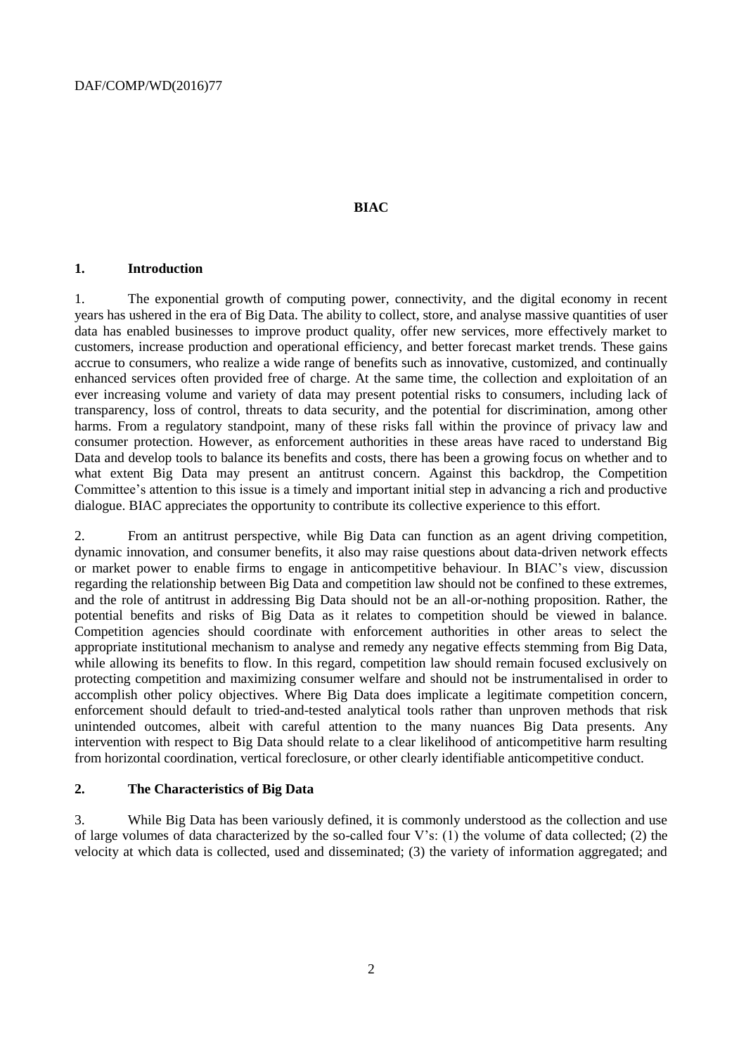**BIAC**

## 1. Introduction

1. The exponential growth of computing power, connectivity, and the digital economy in recent years has ushered in the era of Big Data. The ability to collect, store, and analyse massive quantities of user data has enabled businesses to improve product quality, offer new services, more effectively market to customers, increase production and operational efficiency, and better forecast market trends. These gains accrue to consumers, who realize a wide range of benefits such as innovative, customized, and continually enhanced services often provided free of charge. At the same time, the collection and exploitation of an ever increasing volume and variety of data may present potential risks to consumers, including lack of transparency, loss of control, threats to data security, and the potential for discrimination, among other harms. From a regulatory standpoint, many of these risks fall within the province of privacy law and consumer protection. However, as enforcement authorities in these areas have raced to understand Big Data and develop tools to balance its benefits and costs, there has been a growing focus on whether and to what extent Big Data may present an antitrust concern. Against this backdrop, the Competition Committee's attention to this issue is a timely and important initial step in advancing a rich and productive dialogue. BIAC appreciates the opportunity to contribute its collective experience to this effort.

2. From an antitrust perspective, while Big Data can function as an agent driving competition, dynamic innovation, and consumer benefits, it also may raise questions about data-driven network effects or market power to enable firms to engage in anticompetitive behaviour. In BIAC's view, discussion regarding the relationship between Big Data and competition law should not be confined to these extremes, and the role of antitrust in addressing Big Data should not be an all-or-nothing proposition. Rather, the potential benefits and risks of Big Data as it relates to competition should be viewed in balance. Competition agencies should coordinate with enforcement authorities in other areas to select the appropriate institutional mechanism to analyse and remedy any negative effects stemming from Big Data, while allowing its benefits to flow. In this regard, competition law should remain focused exclusively on protecting competition and maximizing consumer welfare and should not be instrumentalised in order to accomplish other policy objectives. Where Big Data does implicate a legitimate competition concern, enforcement should default to tried-and-tested analytical tools rather than unproven methods that risk unintended outcomes, albeit with careful attention to the many nuances Big Data presents. Any intervention with respect to Big Data should relate to a clear likelihood of anticompetitive harm resulting from horizontal coordination, vertical foreclosure, or other clearly identifiable anticompetitive conduct.

## 2. The Characteristics of Big Data

3. While Big Data has been variously defined, it is commonly understood as the collection and use of large volumes of data characterized by the so-called four V's: (1) the volume of data collected; (2) the velocity at which data is collected, used and disseminated; (3) the variety of information aggregated; and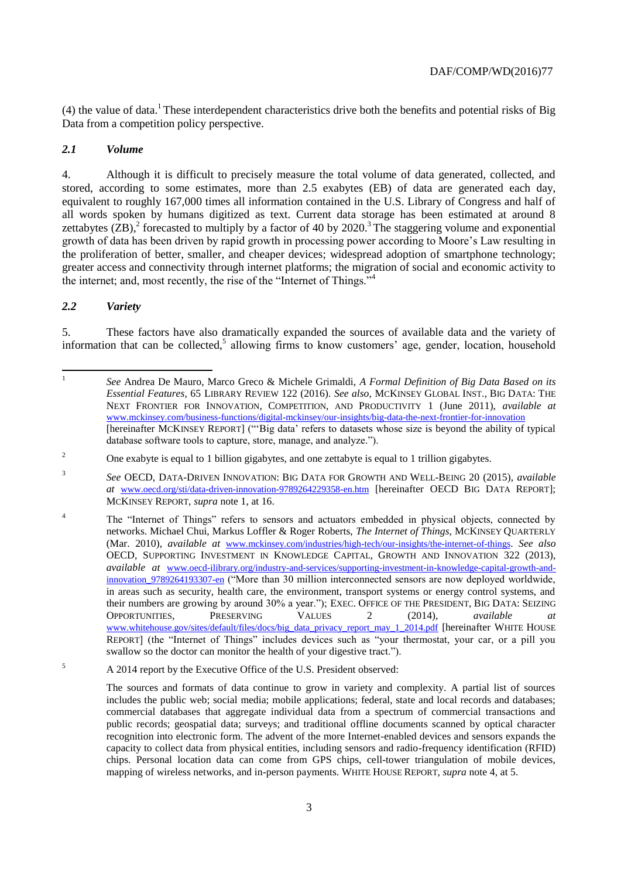(4) the value of data.[1] These interdependent characteristics drive both the benefits and potential risks of Big Data from a competition policy perspective.

### *2.1 Volume*

4. Although it is difficult to precisely measure the total volume of data generated, collected, and stored, according to some estimates, more than 2.5 exabytes (EB) of data are generated each day, equivalent to roughly 167,000 times all information contained in the U.S. Library of Congress and half of all words spoken by humans digitized as text. Current data storage has been estimated at around 8 zettabytes (ZB),[2] forecasted to multiply by a factor of 40 by 2020.[3] The staggering volume and exponential growth of data has been driven by rapid growth in processing power according to Moore's Law resulting in the proliferation of better, smaller, and cheaper devices; widespread adoption of smartphone technology; greater access and connectivity through internet platforms; the migration of social and economic activity to the internet; and, most recently, the rise of the "Internet of Things."[4]

### *2.2 Variety*

5. These factors have also dramatically expanded the sources of available data and the variety of information that can be collected,[5] allowing firms to know customers' age, gender, location, household

---

[1] *See* Andrea De Mauro, Marco Greco & Michele Grimaldi, *A Formal Definition of Big Data Based on its Essential Features*, 65 LIBRARY REVIEW 122 (2016). *See also*, MCKINSEY GLOBAL INST., BIG DATA: THE NEXT FRONTIER FOR INNOVATION, COMPETITION, AND PRODUCTIVITY 1 (June 2011), *available at* www.mckinsey.com/business-functions/digital-mckinsey/our-insights/big-data-the-next-frontier-for-innovation [hereinafter MCKINSEY REPORT] ("'Big data' refers to datasets whose size is beyond the ability of typical database software tools to capture, store, manage, and analyze.").

[2] One exabyte is equal to 1 billion gigabytes, and one zettabyte is equal to 1 trillion gigabytes.

[3] *See* OECD, DATA-DRIVEN INNOVATION: BIG DATA FOR GROWTH AND WELL-BEING 20 (2015), *available at* www.oecd.org/sti/data-driven-innovation-9789264229358-en.htm [hereinafter OECD BIG DATA REPORT]; MCKINSEY REPORT, *supra* note 1, at 16.

[4] The "Internet of Things" refers to sensors and actuators embedded in physical objects, connected by networks. Michael Chui, Markus Loffler & Roger Roberts, *The Internet of Things*, MCKINSEY QUARTERLY (Mar. 2010), *available at* www.mckinsey.com/industries/high-tech/our-insights/the-internet-of-things. *See also* OECD, SUPPORTING INVESTMENT IN KNOWLEDGE CAPITAL, GROWTH AND INNOVATION 322 (2013), *available at* www.oecd-ilibrary.org/industry-and-services/supporting-investment-in-knowledge-capital-growth-and-innovation_9789264193307-en ("More than 30 million interconnected sensors are now deployed worldwide, in areas such as security, health care, the environment, transport systems or energy control systems, and their numbers are growing by around 30% a year."); EXEC. OFFICE OF THE PRESIDENT, BIG DATA: SEIZING OPPORTUNITIES, PRESERVING VALUES 2 (2014), *available at* www.whitehouse.gov/sites/default/files/docs/big_data_privacy_report_may_1_2014.pdf [hereinafter WHITE HOUSE REPORT] (the "Internet of Things" includes devices such as "your thermostat, your car, or a pill you swallow so the doctor can monitor the health of your digestive tract.").

[5] A 2014 report by the Executive Office of the U.S. President observed:

> The sources and formats of data continue to grow in variety and complexity. A partial list of sources includes the public web; social media; mobile applications; federal, state and local records and databases; commercial databases that aggregate individual data from a spectrum of commercial transactions and public records; geospatial data; surveys; and traditional offline documents scanned by optical character recognition into electronic form. The advent of the more Internet-enabled devices and sensors expands the capacity to collect data from physical entities, including sensors and radio-frequency identification (RFID) chips. Personal location data can come from GPS chips, cell-tower triangulation of mobile devices, mapping of wireless networks, and in-person payments. WHITE HOUSE REPORT, *supra* note 4, at 5.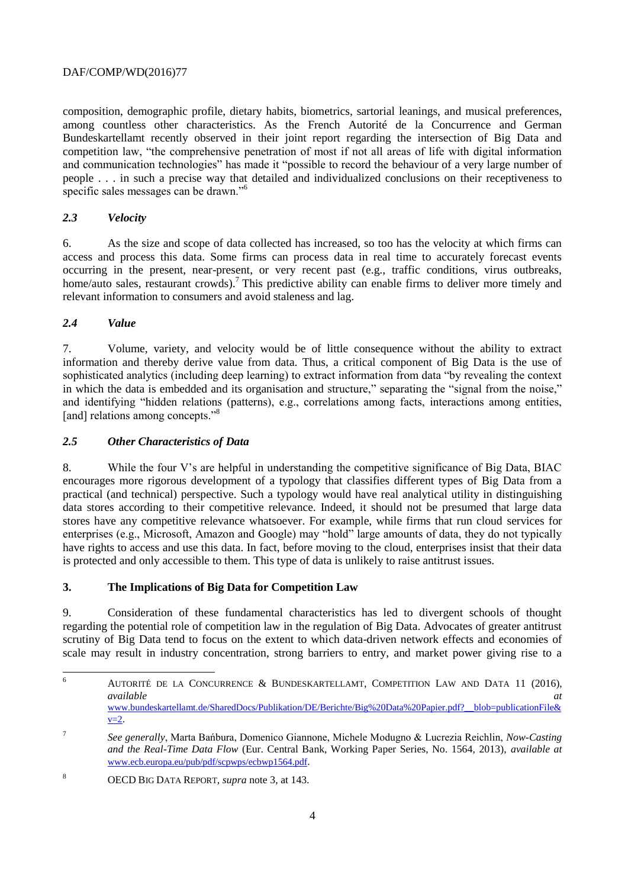composition, demographic profile, dietary habits, biometrics, sartorial leanings, and musical preferences, among countless other characteristics. As the French Autorité de la Concurrence and German Bundeskartellamt recently observed in their joint report regarding the intersection of Big Data and competition law, "the comprehensive penetration of most if not all areas of life with digital information and communication technologies" has made it "possible to record the behaviour of a very large number of people . . . in such a precise way that detailed and individualized conclusions on their receptiveness to specific sales messages can be drawn."[6]

### *2.3 Velocity*

6. As the size and scope of data collected has increased, so too has the velocity at which firms can access and process this data. Some firms can process data in real time to accurately forecast events occurring in the present, near-present, or very recent past (e.g., traffic conditions, virus outbreaks, home/auto sales, restaurant crowds).[7] This predictive ability can enable firms to deliver more timely and relevant information to consumers and avoid staleness and lag.

### *2.4 Value*

7. Volume, variety, and velocity would be of little consequence without the ability to extract information and thereby derive value from data. Thus, a critical component of Big Data is the use of sophisticated analytics (including deep learning) to extract information from data "by revealing the context in which the data is embedded and its organisation and structure," separating the "signal from the noise," and identifying "hidden relations (patterns), e.g., correlations among facts, interactions among entities, [and] relations among concepts."[8]

### *2.5 Other Characteristics of Data*

8. While the four V's are helpful in understanding the competitive significance of Big Data, BIAC encourages more rigorous development of a typology that classifies different types of Big Data from a practical (and technical) perspective. Such a typology would have real analytical utility in distinguishing data stores according to their competitive relevance. Indeed, it should not be presumed that large data stores have any competitive relevance whatsoever. For example, while firms that run cloud services for enterprises (e.g., Microsoft, Amazon and Google) may "hold" large amounts of data, they do not typically have rights to access and use this data. In fact, before moving to the cloud, enterprises insist that their data is protected and only accessible to them. This type of data is unlikely to raise antitrust issues.

## 3. The Implications of Big Data for Competition Law

9. Consideration of these fundamental characteristics has led to divergent schools of thought regarding the potential role of competition law in the regulation of Big Data. Advocates of greater antitrust scrutiny of Big Data tend to focus on the extent to which data-driven network effects and economies of scale may result in industry concentration, strong barriers to entry, and market power giving rise to a

---

[6] AUTORITÉ DE LA CONCURRENCE & BUNDESKARTELLAMT, COMPETITION LAW AND DATA 11 (2016), *available at* www.bundeskartellamt.de/SharedDocs/Publikation/DE/Berichte/Big%20Data%20Papier.pdf?__blob=publicationFile&v=2.

[7] *See generally*, Marta Bańbura, Domenico Giannone, Michele Modugno & Lucrezia Reichlin, *Now-Casting and the Real-Time Data Flow* (Eur. Central Bank, Working Paper Series, No. 1564, 2013), *available at* www.ecb.europa.eu/pub/pdf/scpwps/ecbwp1564.pdf.

[8] OECD BIG DATA REPORT, *supra* note 3, at 143.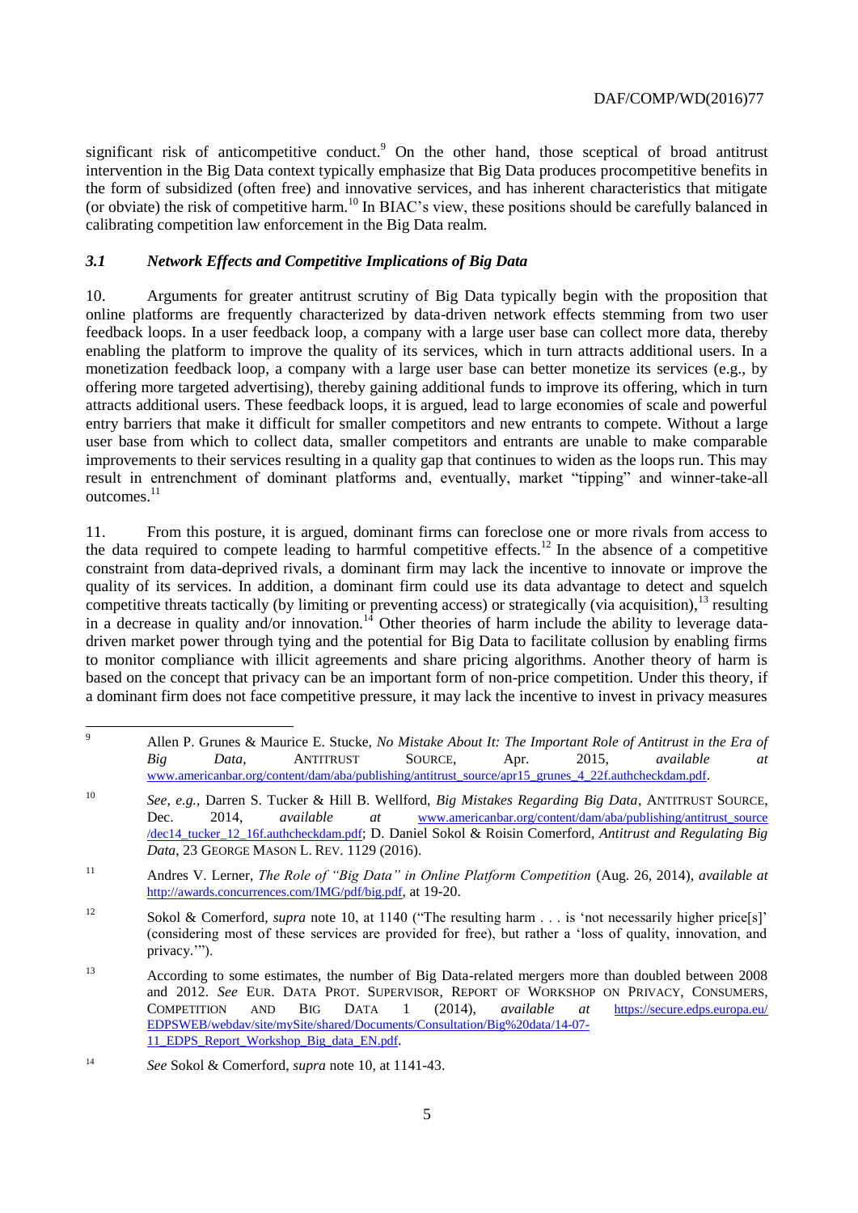significant risk of anticompetitive conduct.[9] On the other hand, those sceptical of broad antitrust intervention in the Big Data context typically emphasize that Big Data produces procompetitive benefits in the form of subsidized (often free) and innovative services, and has inherent characteristics that mitigate (or obviate) the risk of competitive harm.[10] In BIAC's view, these positions should be carefully balanced in calibrating competition law enforcement in the Big Data realm.

### *3.1 Network Effects and Competitive Implications of Big Data*

10. Arguments for greater antitrust scrutiny of Big Data typically begin with the proposition that online platforms are frequently characterized by data-driven network effects stemming from two user feedback loops. In a user feedback loop, a company with a large user base can collect more data, thereby enabling the platform to improve the quality of its services, which in turn attracts additional users. In a monetization feedback loop, a company with a large user base can better monetize its services (e.g., by offering more targeted advertising), thereby gaining additional funds to improve its offering, which in turn attracts additional users. These feedback loops, it is argued, lead to large economies of scale and powerful entry barriers that make it difficult for smaller competitors and new entrants to compete. Without a large user base from which to collect data, smaller competitors and entrants are unable to make comparable improvements to their services resulting in a quality gap that continues to widen as the loops run. This may result in entrenchment of dominant platforms and, eventually, market "tipping" and winner-take-all outcomes.[11]

11. From this posture, it is argued, dominant firms can foreclose one or more rivals from access to the data required to compete leading to harmful competitive effects.[12] In the absence of a competitive constraint from data-deprived rivals, a dominant firm may lack the incentive to innovate or improve the quality of its services. In addition, a dominant firm could use its data advantage to detect and squelch competitive threats tactically (by limiting or preventing access) or strategically (via acquisition),[13] resulting in a decrease in quality and/or innovation.[14] Other theories of harm include the ability to leverage data-driven market power through tying and the potential for Big Data to facilitate collusion by enabling firms to monitor compliance with illicit agreements and share pricing algorithms. Another theory of harm is based on the concept that privacy can be an important form of non-price competition. Under this theory, if a dominant firm does not face competitive pressure, it may lack the incentive to invest in privacy measures

---

[9] Allen P. Grunes & Maurice E. Stucke, *No Mistake About It: The Important Role of Antitrust in the Era of Big Data*, ANTITRUST SOURCE, Apr. 2015, *available at* www.americanbar.org/content/dam/aba/publishing/antitrust_source/apr15_grunes_4_22f.authcheckdam.pdf.

[10] *See, e.g.*, Darren S. Tucker & Hill B. Wellford, *Big Mistakes Regarding Big Data*, ANTITRUST SOURCE, Dec. 2014, *available at* www.americanbar.org/content/dam/aba/publishing/antitrust_source/dec14_tucker_12_16f.authcheckdam.pdf; D. Daniel Sokol & Roisin Comerford, *Antitrust and Regulating Big Data*, 23 GEORGE MASON L. REV. 1129 (2016).

[11] Andres V. Lerner, *The Role of "Big Data" in Online Platform Competition* (Aug. 26, 2014), *available at* http://awards.concurrences.com/IMG/pdf/big.pdf, at 19-20.

[12] Sokol & Comerford, *supra* note 10, at 1140 ("The resulting harm . . . is 'not necessarily higher price[s]' (considering most of these services are provided for free), but rather a 'loss of quality, innovation, and privacy.'").

[13] According to some estimates, the number of Big Data-related mergers more than doubled between 2008 and 2012. *See* EUR. DATA PROT. SUPERVISOR, REPORT OF WORKSHOP ON PRIVACY, CONSUMERS, COMPETITION AND BIG DATA 1 (2014), *available at* https://secure.edps.europa.eu/EDPSWEB/webdav/site/mySite/shared/Documents/Consultation/Big%20data/14-07-11_EDPS_Report_Workshop_Big_data_EN.pdf.

[14] *See* Sokol & Comerford, *supra* note 10, at 1141-43.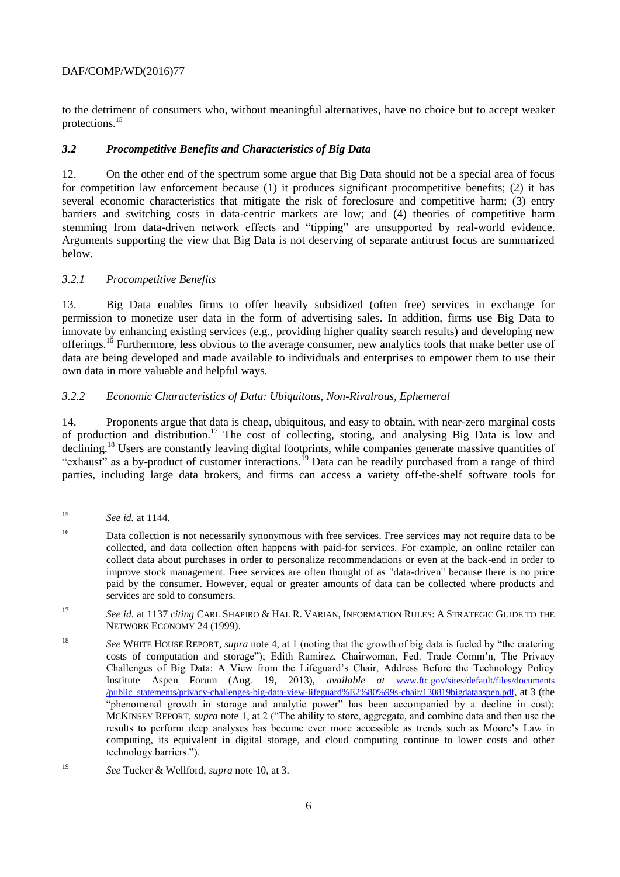to the detriment of consumers who, without meaningful alternatives, have no choice but to accept weaker protections.[15]

### *3.2 Procompetitive Benefits and Characteristics of Big Data*

12. On the other end of the spectrum some argue that Big Data should not be a special area of focus for competition law enforcement because (1) it produces significant procompetitive benefits; (2) it has several economic characteristics that mitigate the risk of foreclosure and competitive harm; (3) entry barriers and switching costs in data-centric markets are low; and (4) theories of competitive harm stemming from data-driven network effects and "tipping" are unsupported by real-world evidence. Arguments supporting the view that Big Data is not deserving of separate antitrust focus are summarized below.

#### *3.2.1 Procompetitive Benefits*

13. Big Data enables firms to offer heavily subsidized (often free) services in exchange for permission to monetize user data in the form of advertising sales. In addition, firms use Big Data to innovate by enhancing existing services (e.g., providing higher quality search results) and developing new offerings.[16] Furthermore, less obvious to the average consumer, new analytics tools that make better use of data are being developed and made available to individuals and enterprises to empower them to use their own data in more valuable and helpful ways.

#### *3.2.2 Economic Characteristics of Data: Ubiquitous, Non-Rivalrous, Ephemeral*

14. Proponents argue that data is cheap, ubiquitous, and easy to obtain, with near-zero marginal costs of production and distribution.[17] The cost of collecting, storing, and analysing Big Data is low and declining.[18] Users are constantly leaving digital footprints, while companies generate massive quantities of "exhaust" as a by-product of customer interactions.[19] Data can be readily purchased from a range of third parties, including large data brokers, and firms can access a variety off-the-shelf software tools for

---

[15] *See id.* at 1144.

[16] Data collection is not necessarily synonymous with free services. Free services may not require data to be collected, and data collection often happens with paid-for services. For example, an online retailer can collect data about purchases in order to personalize recommendations or even at the back-end in order to improve stock management. Free services are often thought of as "data-driven" because there is no price paid by the consumer. However, equal or greater amounts of data can be collected where products and services are sold to consumers.

[17] *See id.* at 1137 *citing* CARL SHAPIRO & HAL R. VARIAN, INFORMATION RULES: A STRATEGIC GUIDE TO THE NETWORK ECONOMY 24 (1999).

[18] *See* WHITE HOUSE REPORT, *supra* note 4, at 1 (noting that the growth of big data is fueled by "the cratering costs of computation and storage"); Edith Ramirez, Chairwoman, Fed. Trade Comm'n, The Privacy Challenges of Big Data: A View from the Lifeguard's Chair, Address Before the Technology Policy Institute Aspen Forum (Aug. 19, 2013), *available at* www.ftc.gov/sites/default/files/documents/public_statements/privacy-challenges-big-data-view-lifeguard%E2%80%99s-chair/130819bigdataaspen.pdf, at 3 (the "phenomenal growth in storage and analytic power" has been accompanied by a decline in cost); MCKINSEY REPORT, *supra* note 1, at 2 ("The ability to store, aggregate, and combine data and then use the results to perform deep analyses has become ever more accessible as trends such as Moore's Law in computing, its equivalent in digital storage, and cloud computing continue to lower costs and other technology barriers.").

[19] *See* Tucker & Wellford, *supra* note 10, at 3.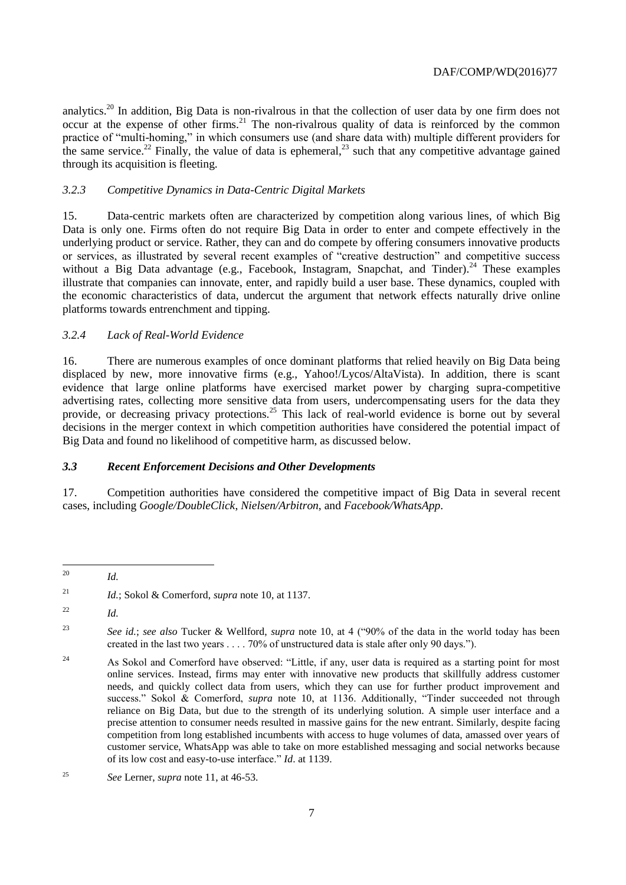analytics.[20] In addition, Big Data is non-rivalrous in that the collection of user data by one firm does not occur at the expense of other firms.[21] The non-rivalrous quality of data is reinforced by the common practice of "multi-homing," in which consumers use (and share data with) multiple different providers for the same service.[22] Finally, the value of data is ephemeral,[23] such that any competitive advantage gained through its acquisition is fleeting.

### *3.2.3 Competitive Dynamics in Data-Centric Digital Markets*

15. Data-centric markets often are characterized by competition along various lines, of which Big Data is only one. Firms often do not require Big Data in order to enter and compete effectively in the underlying product or service. Rather, they can and do compete by offering consumers innovative products or services, as illustrated by several recent examples of "creative destruction" and competitive success without a Big Data advantage (e.g., Facebook, Instagram, Snapchat, and Tinder).[24] These examples illustrate that companies can innovate, enter, and rapidly build a user base. These dynamics, coupled with the economic characteristics of data, undercut the argument that network effects naturally drive online platforms towards entrenchment and tipping.

### *3.2.4 Lack of Real-World Evidence*

16. There are numerous examples of once dominant platforms that relied heavily on Big Data being displaced by new, more innovative firms (e.g., Yahoo!/Lycos/AltaVista). In addition, there is scant evidence that large online platforms have exercised market power by charging supra-competitive advertising rates, collecting more sensitive data from users, undercompensating users for the data they provide, or decreasing privacy protections.[25] This lack of real-world evidence is borne out by several decisions in the merger context in which competition authorities have considered the potential impact of Big Data and found no likelihood of competitive harm, as discussed below.

## ***3.3 Recent Enforcement Decisions and Other Developments***

17. Competition authorities have considered the competitive impact of Big Data in several recent cases, including *Google/DoubleClick*, *Nielsen/Arbitron*, and *Facebook/WhatsApp*.

---

[20] *Id.*

[21] *Id.*; Sokol & Comerford, *supra* note 10, at 1137.

[22] *Id.*

[23] *See id.*; *see also* Tucker & Wellford, *supra* note 10, at 4 ("90% of the data in the world today has been created in the last two years . . . . 70% of unstructured data is stale after only 90 days.").

[24] As Sokol and Comerford have observed: "Little, if any, user data is required as a starting point for most online services. Instead, firms may enter with innovative new products that skillfully address customer needs, and quickly collect data from users, which they can use for further product improvement and success." Sokol & Comerford, *supra* note 10, at 1136. Additionally, "Tinder succeeded not through reliance on Big Data, but due to the strength of its underlying solution. A simple user interface and a precise attention to consumer needs resulted in massive gains for the new entrant. Similarly, despite facing competition from long established incumbents with access to huge volumes of data, amassed over years of customer service, WhatsApp was able to take on more established messaging and social networks because of its low cost and easy-to-use interface." *Id*. at 1139.

[25] *See* Lerner, *supra* note 11, at 46-53.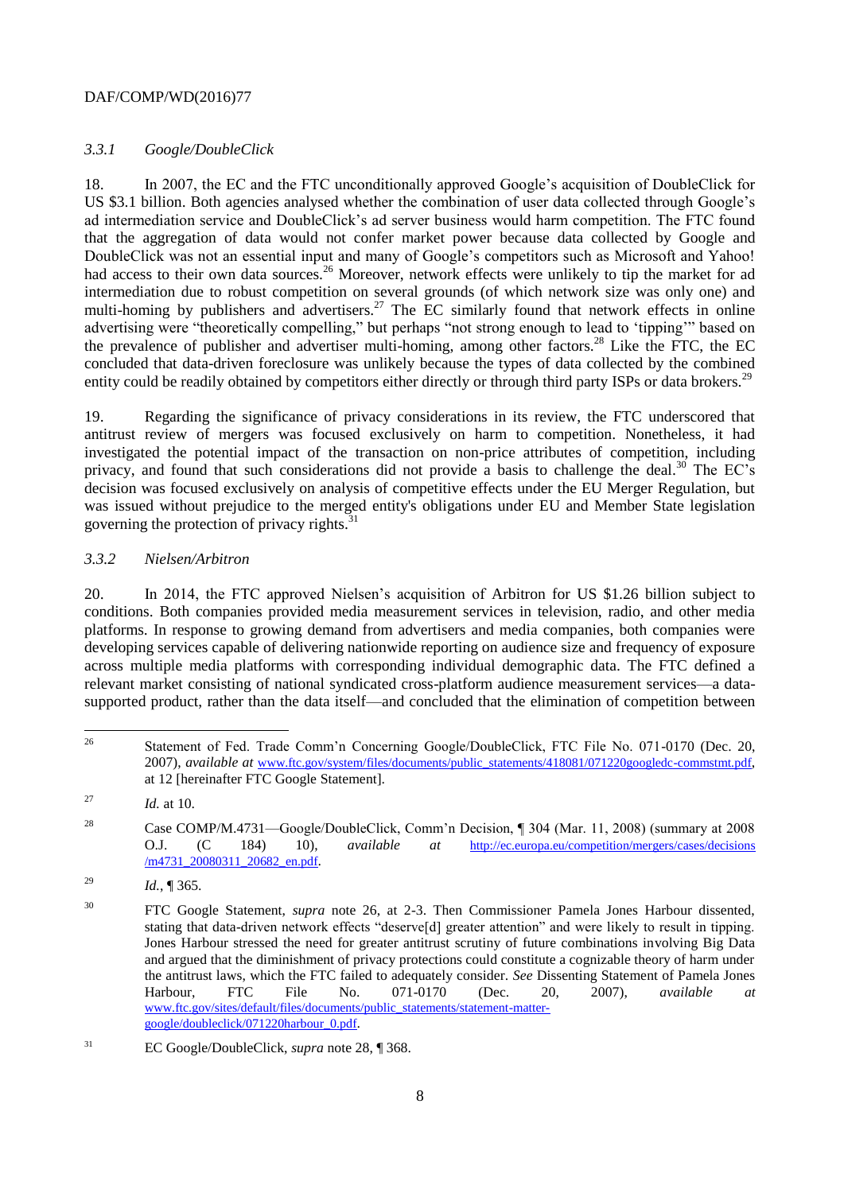### *3.3.1 Google/DoubleClick*

18. In 2007, the EC and the FTC unconditionally approved Google's acquisition of DoubleClick for US $3.1 billion. Both agencies analysed whether the combination of user data collected through Google's ad intermediation service and DoubleClick's ad server business would harm competition. The FTC found that the aggregation of data would not confer market power because data collected by Google and DoubleClick was not an essential input and many of Google's competitors such as Microsoft and Yahoo! had access to their own data sources.[26] Moreover, network effects were unlikely to tip the market for ad intermediation due to robust competition on several grounds (of which network size was only one) and multi-homing by publishers and advertisers.[27] The EC similarly found that network effects in online advertising were "theoretically compelling," but perhaps "not strong enough to lead to 'tipping'" based on the prevalence of publisher and advertiser multi-homing, among other factors.[28] Like the FTC, the EC concluded that data-driven foreclosure was unlikely because the types of data collected by the combined entity could be readily obtained by competitors either directly or through third party ISPs or data brokers.[29]

19. Regarding the significance of privacy considerations in its review, the FTC underscored that antitrust review of mergers was focused exclusively on harm to competition. Nonetheless, it had investigated the potential impact of the transaction on non-price attributes of competition, including privacy, and found that such considerations did not provide a basis to challenge the deal.[30] The EC's decision was focused exclusively on analysis of competitive effects under the EU Merger Regulation, but was issued without prejudice to the merged entity's obligations under EU and Member State legislation governing the protection of privacy rights.[31]

### *3.3.2 Nielsen/Arbitron*

20. In 2014, the FTC approved Nielsen's acquisition of Arbitron for US $1.26 billion subject to conditions. Both companies provided media measurement services in television, radio, and other media platforms. In response to growing demand from advertisers and media companies, both companies were developing services capable of delivering nationwide reporting on audience size and frequency of exposure across multiple media platforms with corresponding individual demographic data. The FTC defined a relevant market consisting of national syndicated cross-platform audience measurement services—a data-supported product, rather than the data itself—and concluded that the elimination of competition between

---

[26] Statement of Fed. Trade Comm'n Concerning Google/DoubleClick, FTC File No. 071-0170 (Dec. 20, 2007), *available at* www.ftc.gov/system/files/documents/public_statements/418081/071220googledc-commstmt.pdf, at 12 [hereinafter FTC Google Statement].

[27] *Id.* at 10.

[28] Case COMP/M.4731—Google/DoubleClick, Comm'n Decision, ¶ 304 (Mar. 11, 2008) (summary at 2008 O.J. (C 184) 10), *available at* http://ec.europa.eu/competition/mergers/cases/decisions/m4731_20080311_20682_en.pdf.

[29] *Id.*, ¶ 365.

[30] FTC Google Statement, *supra* note 26, at 2-3. Then Commissioner Pamela Jones Harbour dissented, stating that data-driven network effects "deserve[d] greater attention" and were likely to result in tipping. Jones Harbour stressed the need for greater antitrust scrutiny of future combinations involving Big Data and argued that the diminishment of privacy protections could constitute a cognizable theory of harm under the antitrust laws, which the FTC failed to adequately consider. *See* Dissenting Statement of Pamela Jones Harbour, FTC File No. 071-0170 (Dec. 20, 2007), *available at* www.ftc.gov/sites/default/files/documents/public_statements/statement-matter-google/doubleclick/071220harbour_0.pdf.

[31] EC Google/DoubleClick, *supra* note 28, ¶ 368.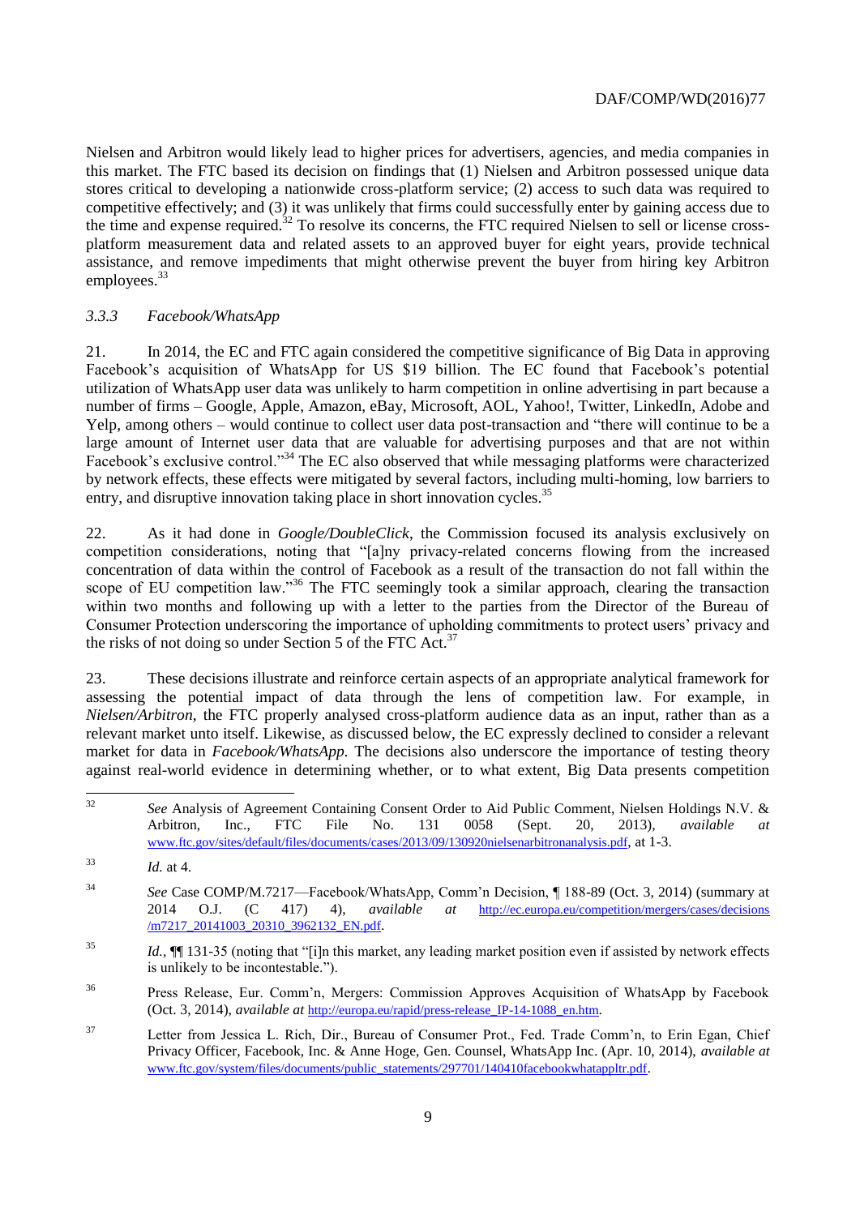Nielsen and Arbitron would likely lead to higher prices for advertisers, agencies, and media companies in this market. The FTC based its decision on findings that (1) Nielsen and Arbitron possessed unique data stores critical to developing a nationwide cross-platform service; (2) access to such data was required to competitive effectively; and (3) it was unlikely that firms could successfully enter by gaining access due to the time and expense required.[32] To resolve its concerns, the FTC required Nielsen to sell or license cross-platform measurement data and related assets to an approved buyer for eight years, provide technical assistance, and remove impediments that might otherwise prevent the buyer from hiring key Arbitron employees.[33]

### *3.3.3 Facebook/WhatsApp*

21. In 2014, the EC and FTC again considered the competitive significance of Big Data in approving Facebook's acquisition of WhatsApp for US $19 billion. The EC found that Facebook's potential utilization of WhatsApp user data was unlikely to harm competition in online advertising in part because a number of firms – Google, Apple, Amazon, eBay, Microsoft, AOL, Yahoo!, Twitter, LinkedIn, Adobe and Yelp, among others – would continue to collect user data post-transaction and "there will continue to be a large amount of Internet user data that are valuable for advertising purposes and that are not within Facebook's exclusive control."[34] The EC also observed that while messaging platforms were characterized by network effects, these effects were mitigated by several factors, including multi-homing, low barriers to entry, and disruptive innovation taking place in short innovation cycles.[35]

22. As it had done in *Google/DoubleClick*, the Commission focused its analysis exclusively on competition considerations, noting that "[a]ny privacy-related concerns flowing from the increased concentration of data within the control of Facebook as a result of the transaction do not fall within the scope of EU competition law."[36] The FTC seemingly took a similar approach, clearing the transaction within two months and following up with a letter to the parties from the Director of the Bureau of Consumer Protection underscoring the importance of upholding commitments to protect users' privacy and the risks of not doing so under Section 5 of the FTC Act.[37]

23. These decisions illustrate and reinforce certain aspects of an appropriate analytical framework for assessing the potential impact of data through the lens of competition law. For example, in *Nielsen/Arbitron*, the FTC properly analysed cross-platform audience data as an input, rather than as a relevant market unto itself. Likewise, as discussed below, the EC expressly declined to consider a relevant market for data in *Facebook/WhatsApp*. The decisions also underscore the importance of testing theory against real-world evidence in determining whether, or to what extent, Big Data presents competition

---

[32] *See* Analysis of Agreement Containing Consent Order to Aid Public Comment, Nielsen Holdings N.V. & Arbitron, Inc., FTC File No. 131 0058 (Sept. 20, 2013), *available at* www.ftc.gov/sites/default/files/documents/cases/2013/09/130920nielsenarbitronanalysis.pdf, at 1-3.

[33] *Id.* at 4.

[34] *See* Case COMP/M.7217—Facebook/WhatsApp, Comm'n Decision, ¶ 188-89 (Oct. 3, 2014) (summary at 2014 O.J. (C 417) 4), *available at* http://ec.europa.eu/competition/mergers/cases/decisions/m7217_20141003_20310_3962132_EN.pdf.

[35] *Id.*, ¶¶ 131-35 (noting that "[i]n this market, any leading market position even if assisted by network effects is unlikely to be incontestable.").

[36] Press Release, Eur. Comm'n, Mergers: Commission Approves Acquisition of WhatsApp by Facebook (Oct. 3, 2014), *available at* http://europa.eu/rapid/press-release_IP-14-1088_en.htm.

[37] Letter from Jessica L. Rich, Dir., Bureau of Consumer Prot., Fed. Trade Comm'n, to Erin Egan, Chief Privacy Officer, Facebook, Inc. & Anne Hoge, Gen. Counsel, WhatsApp Inc. (Apr. 10, 2014), *available at* www.ftc.gov/system/files/documents/public_statements/297701/140410facebookwhatappltr.pdf.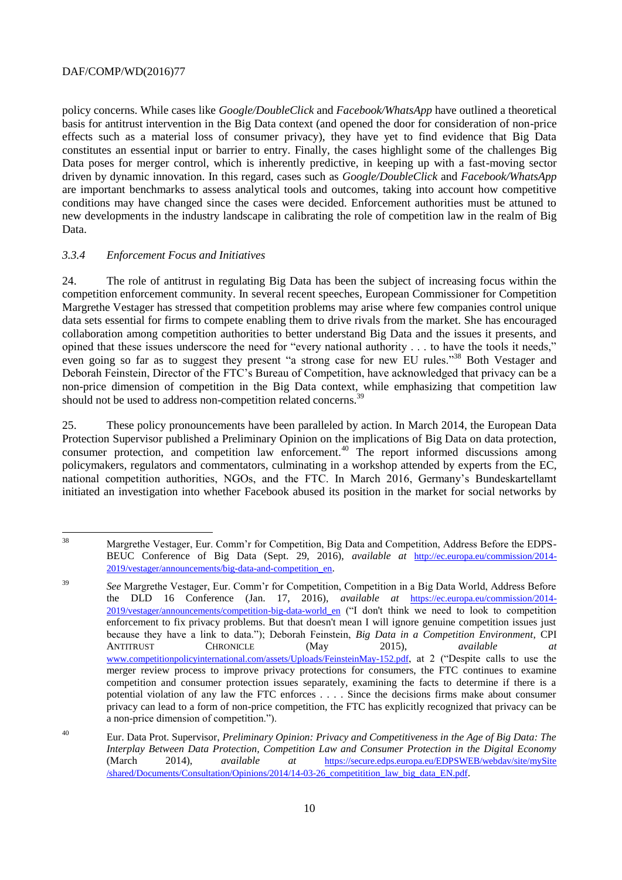policy concerns. While cases like *Google/DoubleClick* and *Facebook/WhatsApp* have outlined a theoretical basis for antitrust intervention in the Big Data context (and opened the door for consideration of non-price effects such as a material loss of consumer privacy), they have yet to find evidence that Big Data constitutes an essential input or barrier to entry. Finally, the cases highlight some of the challenges Big Data poses for merger control, which is inherently predictive, in keeping up with a fast-moving sector driven by dynamic innovation. In this regard, cases such as *Google/DoubleClick* and *Facebook/WhatsApp* are important benchmarks to assess analytical tools and outcomes, taking into account how competitive conditions may have changed since the cases were decided. Enforcement authorities must be attuned to new developments in the industry landscape in calibrating the role of competition law in the realm of Big Data.

### *3.3.4 Enforcement Focus and Initiatives*

24. The role of antitrust in regulating Big Data has been the subject of increasing focus within the competition enforcement community. In several recent speeches, European Commissioner for Competition Margrethe Vestager has stressed that competition problems may arise where few companies control unique data sets essential for firms to compete enabling them to drive rivals from the market. She has encouraged collaboration among competition authorities to better understand Big Data and the issues it presents, and opined that these issues underscore the need for "every national authority . . . to have the tools it needs," even going so far as to suggest they present "a strong case for new EU rules."[38] Both Vestager and Deborah Feinstein, Director of the FTC's Bureau of Competition, have acknowledged that privacy can be a non-price dimension of competition in the Big Data context, while emphasizing that competition law should not be used to address non-competition related concerns.[39]

25. These policy pronouncements have been paralleled by action. In March 2014, the European Data Protection Supervisor published a Preliminary Opinion on the implications of Big Data on data protection, consumer protection, and competition law enforcement.[40] The report informed discussions among policymakers, regulators and commentators, culminating in a workshop attended by experts from the EC, national competition authorities, NGOs, and the FTC. In March 2016, Germany's Bundeskartellamt initiated an investigation into whether Facebook abused its position in the market for social networks by

---

[38] Margrethe Vestager, Eur. Comm'r for Competition, Big Data and Competition, Address Before the EDPS-BEUC Conference of Big Data (Sept. 29, 2016), *available at* http://ec.europa.eu/commission/2014-2019/vestager/announcements/big-data-and-competition_en.

[39] *See* Margrethe Vestager, Eur. Comm'r for Competition, Competition in a Big Data World, Address Before the DLD 16 Conference (Jan. 17, 2016), *available at* https://ec.europa.eu/commission/2014-2019/vestager/announcements/competition-big-data-world_en ("I don't think we need to look to competition enforcement to fix privacy problems. But that doesn't mean I will ignore genuine competition issues just because they have a link to data."); Deborah Feinstein, *Big Data in a Competition Environment*, CPI ANTITRUST CHRONICLE (May 2015), *available at* www.competitionpolicyinternational.com/assets/Uploads/FeinsteinMay-152.pdf, at 2 ("Despite calls to use the merger review process to improve privacy protections for consumers, the FTC continues to examine competition and consumer protection issues separately, examining the facts to determine if there is a potential violation of any law the FTC enforces . . . . Since the decisions firms make about consumer privacy can lead to a form of non-price competition, the FTC has explicitly recognized that privacy can be a non-price dimension of competition.").

[40] Eur. Data Prot. Supervisor, *Preliminary Opinion: Privacy and Competitiveness in the Age of Big Data: The Interplay Between Data Protection, Competition Law and Consumer Protection in the Digital Economy* (March 2014), *available at* https://secure.edps.europa.eu/EDPSWEB/webdav/site/mySite/shared/Documents/Consultation/Opinions/2014/14-03-26_competitition_law_big_data_EN.pdf.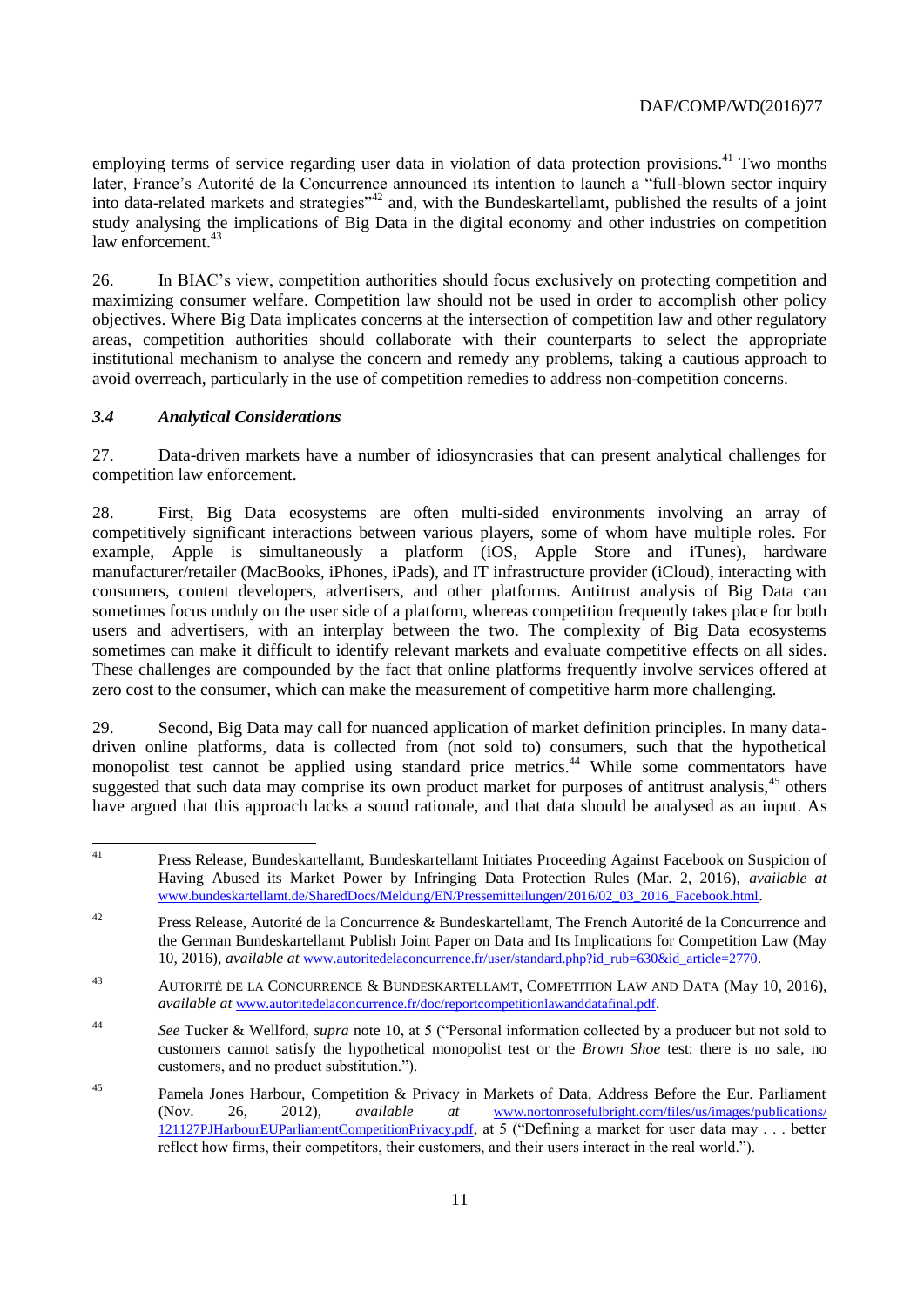employing terms of service regarding user data in violation of data protection provisions.[41] Two months later, France's Autorité de la Concurrence announced its intention to launch a "full-blown sector inquiry into data-related markets and strategies"[42] and, with the Bundeskartellamt, published the results of a joint study analysing the implications of Big Data in the digital economy and other industries on competition law enforcement.[43]

26. In BIAC's view, competition authorities should focus exclusively on protecting competition and maximizing consumer welfare. Competition law should not be used in order to accomplish other policy objectives. Where Big Data implicates concerns at the intersection of competition law and other regulatory areas, competition authorities should collaborate with their counterparts to select the appropriate institutional mechanism to analyse the concern and remedy any problems, taking a cautious approach to avoid overreach, particularly in the use of competition remedies to address non-competition concerns.

### *3.4 Analytical Considerations*

27. Data-driven markets have a number of idiosyncrasies that can present analytical challenges for competition law enforcement.

28. First, Big Data ecosystems are often multi-sided environments involving an array of competitively significant interactions between various players, some of whom have multiple roles. For example, Apple is simultaneously a platform (iOS, Apple Store and iTunes), hardware manufacturer/retailer (MacBooks, iPhones, iPads), and IT infrastructure provider (iCloud), interacting with consumers, content developers, advertisers, and other platforms. Antitrust analysis of Big Data can sometimes focus unduly on the user side of a platform, whereas competition frequently takes place for both users and advertisers, with an interplay between the two. The complexity of Big Data ecosystems sometimes can make it difficult to identify relevant markets and evaluate competitive effects on all sides. These challenges are compounded by the fact that online platforms frequently involve services offered at zero cost to the consumer, which can make the measurement of competitive harm more challenging.

29. Second, Big Data may call for nuanced application of market definition principles. In many data-driven online platforms, data is collected from (not sold to) consumers, such that the hypothetical monopolist test cannot be applied using standard price metrics.[44] While some commentators have suggested that such data may comprise its own product market for purposes of antitrust analysis,[45] others have argued that this approach lacks a sound rationale, and that data should be analysed as an input. As

---

[41] Press Release, Bundeskartellamt, Bundeskartellamt Initiates Proceeding Against Facebook on Suspicion of Having Abused its Market Power by Infringing Data Protection Rules (Mar. 2, 2016), *available at* www.bundeskartellamt.de/SharedDocs/Meldung/EN/Pressemitteilungen/2016/02_03_2016_Facebook.html.

[42] Press Release, Autorité de la Concurrence & Bundeskartellamt, The French Autorité de la Concurrence and the German Bundeskartellamt Publish Joint Paper on Data and Its Implications for Competition Law (May 10, 2016), *available at* www.autoritedelaconcurrence.fr/user/standard.php?id_rub=630&id_article=2770.

[43] AUTORITÉ DE LA CONCURRENCE & BUNDESKARTELLAMT, COMPETITION LAW AND DATA (May 10, 2016), *available at* www.autoritedelaconcurrence.fr/doc/reportcompetitionlawanddatafinal.pdf.

[44] *See* Tucker & Wellford, *supra* note 10, at 5 ("Personal information collected by a producer but not sold to customers cannot satisfy the hypothetical monopolist test or the *Brown Shoe* test: there is no sale, no customers, and no product substitution.").

[45] Pamela Jones Harbour, Competition & Privacy in Markets of Data, Address Before the Eur. Parliament (Nov. 26, 2012), *available at* www.nortonrosefulbright.com/files/us/images/publications/121127PJHarbourEUParliamentCompetitionPrivacy.pdf, at 5 ("Defining a market for user data may . . . better reflect how firms, their competitors, their customers, and their users interact in the real world.").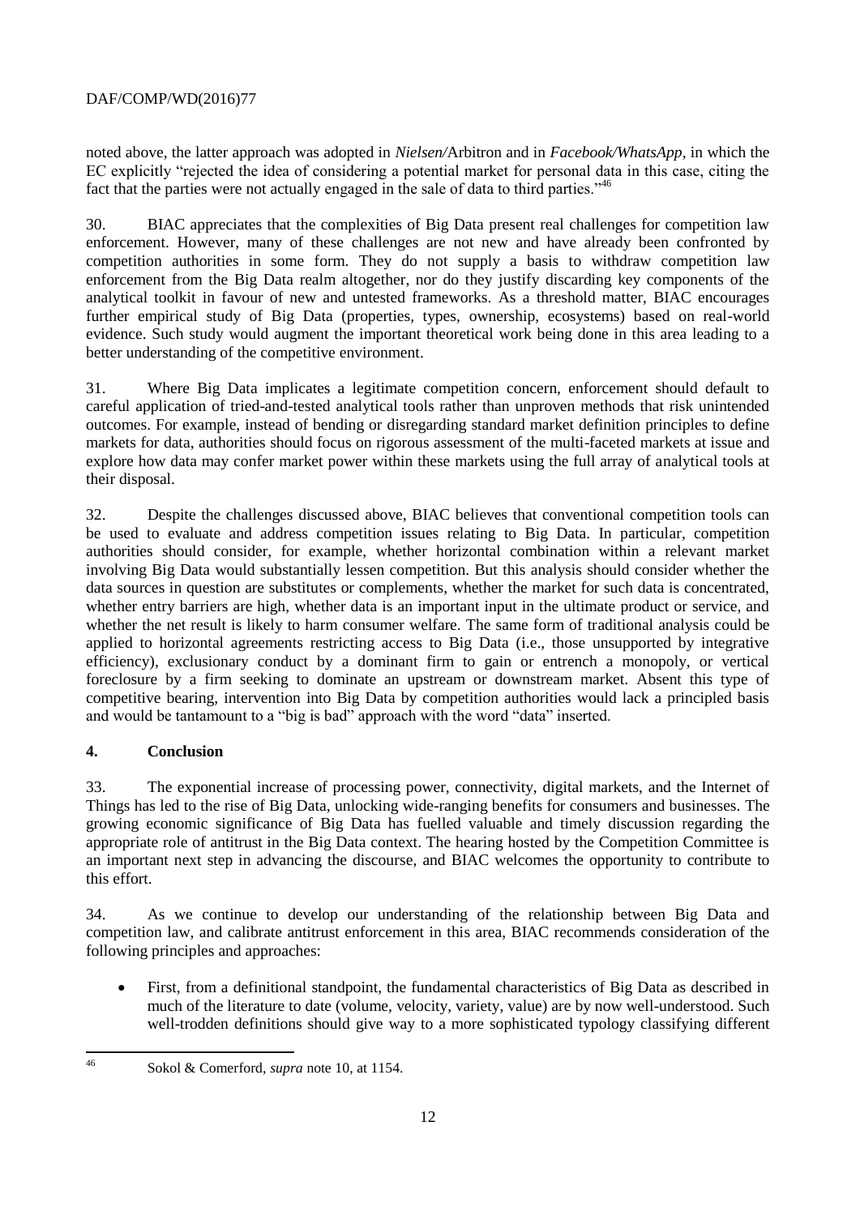noted above, the latter approach was adopted in *Nielsen/*Arbitron and in *Facebook/WhatsApp*, in which the EC explicitly "rejected the idea of considering a potential market for personal data in this case, citing the fact that the parties were not actually engaged in the sale of data to third parties."[46]

30. BIAC appreciates that the complexities of Big Data present real challenges for competition law enforcement. However, many of these challenges are not new and have already been confronted by competition authorities in some form. They do not supply a basis to withdraw competition law enforcement from the Big Data realm altogether, nor do they justify discarding key components of the analytical toolkit in favour of new and untested frameworks. As a threshold matter, BIAC encourages further empirical study of Big Data (properties, types, ownership, ecosystems) based on real-world evidence. Such study would augment the important theoretical work being done in this area leading to a better understanding of the competitive environment.

31. Where Big Data implicates a legitimate competition concern, enforcement should default to careful application of tried-and-tested analytical tools rather than unproven methods that risk unintended outcomes. For example, instead of bending or disregarding standard market definition principles to define markets for data, authorities should focus on rigorous assessment of the multi-faceted markets at issue and explore how data may confer market power within these markets using the full array of analytical tools at their disposal.

32. Despite the challenges discussed above, BIAC believes that conventional competition tools can be used to evaluate and address competition issues relating to Big Data. In particular, competition authorities should consider, for example, whether horizontal combination within a relevant market involving Big Data would substantially lessen competition. But this analysis should consider whether the data sources in question are substitutes or complements, whether the market for such data is concentrated, whether entry barriers are high, whether data is an important input in the ultimate product or service, and whether the net result is likely to harm consumer welfare. The same form of traditional analysis could be applied to horizontal agreements restricting access to Big Data (i.e., those unsupported by integrative efficiency), exclusionary conduct by a dominant firm to gain or entrench a monopoly, or vertical foreclosure by a firm seeking to dominate an upstream or downstream market. Absent this type of competitive bearing, intervention into Big Data by competition authorities would lack a principled basis and would be tantamount to a "big is bad" approach with the word "data" inserted.

## 4. Conclusion

33. The exponential increase of processing power, connectivity, digital markets, and the Internet of Things has led to the rise of Big Data, unlocking wide-ranging benefits for consumers and businesses. The growing economic significance of Big Data has fuelled valuable and timely discussion regarding the appropriate role of antitrust in the Big Data context. The hearing hosted by the Competition Committee is an important next step in advancing the discourse, and BIAC welcomes the opportunity to contribute to this effort.

34. As we continue to develop our understanding of the relationship between Big Data and competition law, and calibrate antitrust enforcement in this area, BIAC recommends consideration of the following principles and approaches:

- First, from a definitional standpoint, the fundamental characteristics of Big Data as described in much of the literature to date (volume, velocity, variety, value) are by now well-understood. Such well-trodden definitions should give way to a more sophisticated typology classifying different

---

[46] Sokol & Comerford, *supra* note 10, at 1154.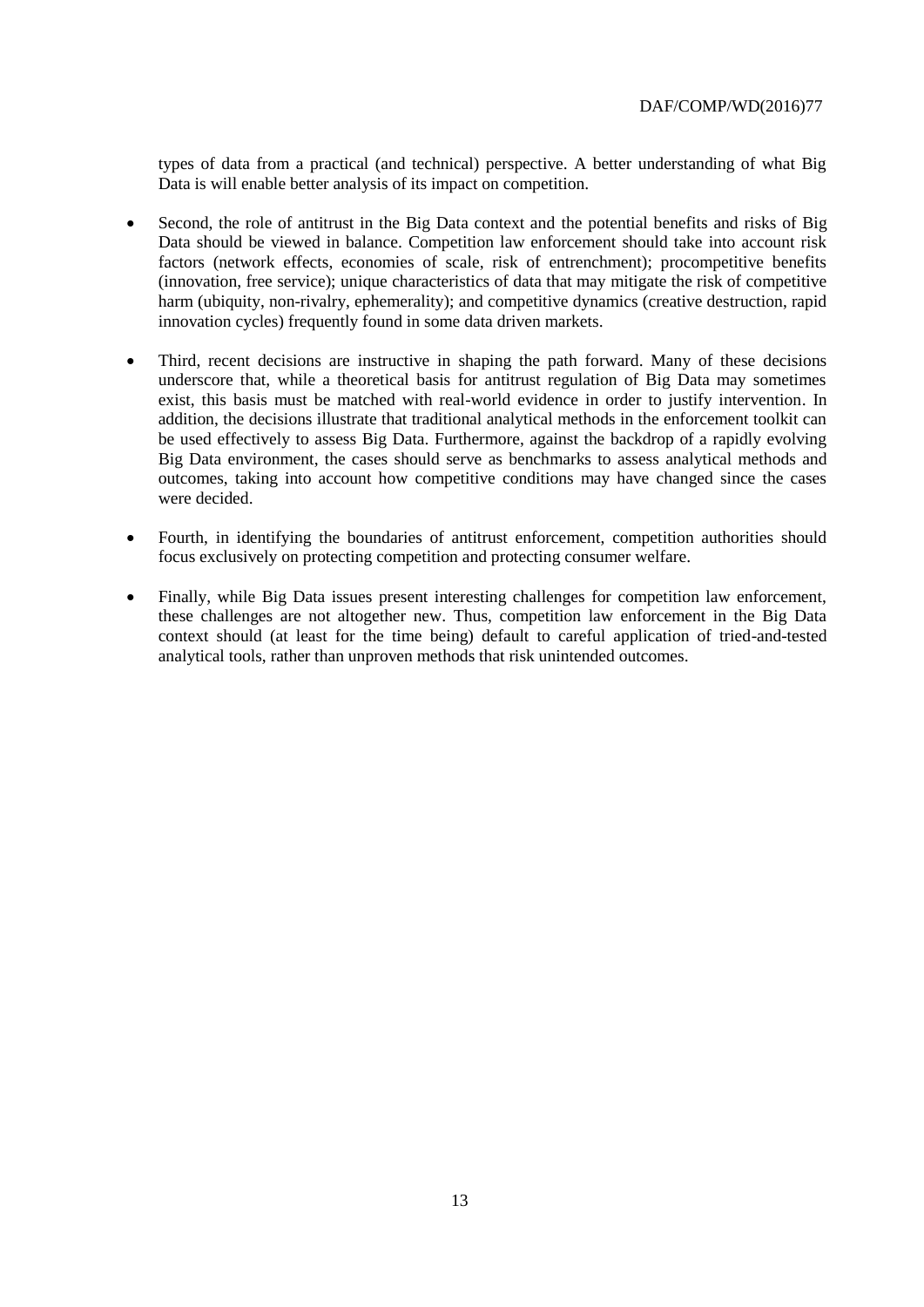types of data from a practical (and technical) perspective. A better understanding of what Big Data is will enable better analysis of its impact on competition.

- Second, the role of antitrust in the Big Data context and the potential benefits and risks of Big Data should be viewed in balance. Competition law enforcement should take into account risk factors (network effects, economies of scale, risk of entrenchment); procompetitive benefits (innovation, free service); unique characteristics of data that may mitigate the risk of competitive harm (ubiquity, non-rivalry, ephemerality); and competitive dynamics (creative destruction, rapid innovation cycles) frequently found in some data driven markets.

- Third, recent decisions are instructive in shaping the path forward. Many of these decisions underscore that, while a theoretical basis for antitrust regulation of Big Data may sometimes exist, this basis must be matched with real-world evidence in order to justify intervention. In addition, the decisions illustrate that traditional analytical methods in the enforcement toolkit can be used effectively to assess Big Data. Furthermore, against the backdrop of a rapidly evolving Big Data environment, the cases should serve as benchmarks to assess analytical methods and outcomes, taking into account how competitive conditions may have changed since the cases were decided.

- Fourth, in identifying the boundaries of antitrust enforcement, competition authorities should focus exclusively on protecting competition and protecting consumer welfare.

- Finally, while Big Data issues present interesting challenges for competition law enforcement, these challenges are not altogether new. Thus, competition law enforcement in the Big Data context should (at least for the time being) default to careful application of tried-and-tested analytical tools, rather than unproven methods that risk unintended outcomes.